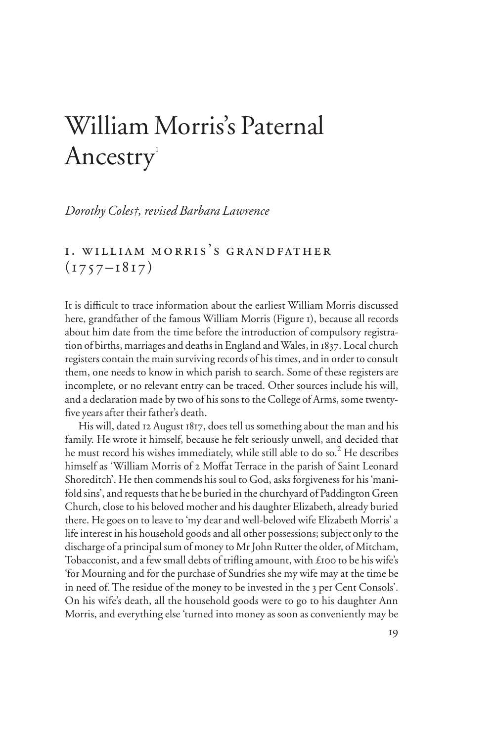# William Morris's Paternal Ancestry[1]

*Dorothy Coles†, revised Barbara Lawrence*

## 1. William Morris's Grandfather (1757–1817)

It is difficult to trace information about the earliest William Morris discussed here, grandfather of the famous William Morris (Figure 1), because all records about him date from the time before the introduction of compulsory registration of births, marriages and deaths in England and Wales, in 1837. Local church registers contain the main surviving records of his times, and in order to consult them, one needs to know in which parish to search. Some of these registers are incomplete, or no relevant entry can be traced. Other sources include his will, and a declaration made by two of his sons to the College of Arms, some twenty-five years after their father's death.

His will, dated 12 August 1817, does tell us something about the man and his family. He wrote it himself, because he felt seriously unwell, and decided that he must record his wishes immediately, while still able to do so.[2] He describes himself as 'William Morris of 2 Moffat Terrace in the parish of Saint Leonard Shoreditch'. He then commends his soul to God, asks forgiveness for his 'manifold sins', and requests that he be buried in the churchyard of Paddington Green Church, close to his beloved mother and his daughter Elizabeth, already buried there. He goes on to leave to 'my dear and well-beloved wife Elizabeth Morris' a life interest in his household goods and all other possessions; subject only to the discharge of a principal sum of money to Mr John Rutter the older, of Mitcham, Tobacconist, and a few small debts of trifling amount, with £100 to be his wife's 'for Mourning and for the purchase of Sundries she my wife may at the time be in need of. The residue of the money to be invested in the 3 per Cent Consols'. On his wife's death, all the household goods were to go to his daughter Ann Morris, and everything else 'turned into money as soon as conveniently may be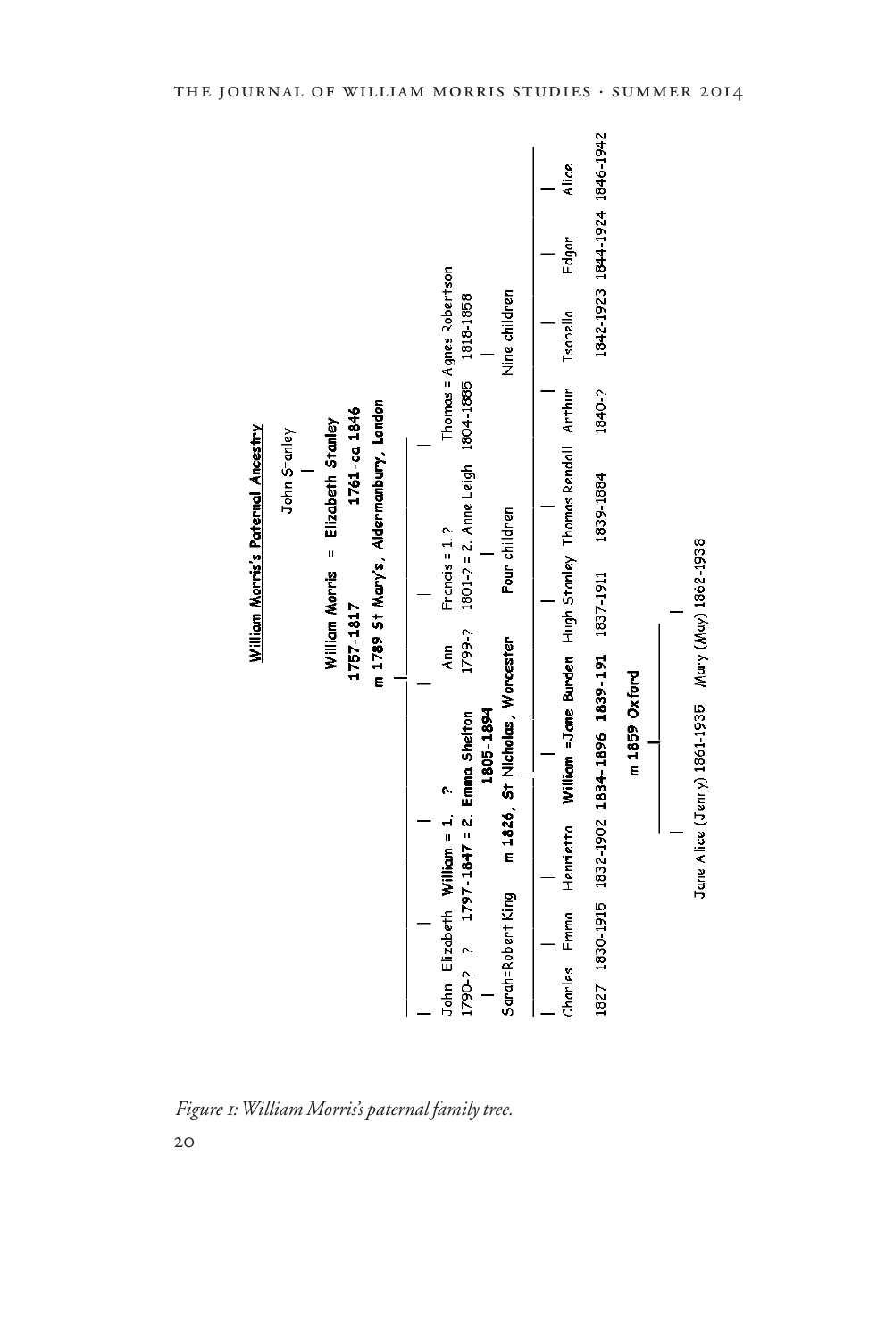**William Morris's Paternal Ancestry**

John Stanley

**William Morris = Elizabeth Stanley**
**1757-1817 1761-ca 1846**
**m 1789 St Mary's, Aldermanbury, London**

- John, 1790-?
  - Sarah=Robert King
- Elizabeth, ?
- **William = 1. ? = 2. Emma Shelton**, **1797-1847**, **1805-1894**
  - **m 1826, St Nicholas, Worcester**
  - Charles, 1827
  - Emma, 1830-1915
  - Henrietta, 1832-1902
  - **William =Jane Burden**, **1834-1896 1839-191**
    - **m 1859 Oxford**
    - Jane Alice (Jenny) 1861-1935
    - Mary (May) 1862-1938
  - Hugh Stanley, 1837-1911
  - Thomas Rendall, 1839-1884
  - Arthur, 1840-?
  - Isabella, 1842-1923
  - Edgar, 1844-1924
  - Alice, 1846-1942
- Ann, 1799-?
- Francis = 1. ? = 2. Anne Leigh, 1801-?
  - Four children
- Thomas = Agnes Robertson, 1804-1885, 1818-1858
  - Nine children

*Figure 1: William Morris's paternal family tree.*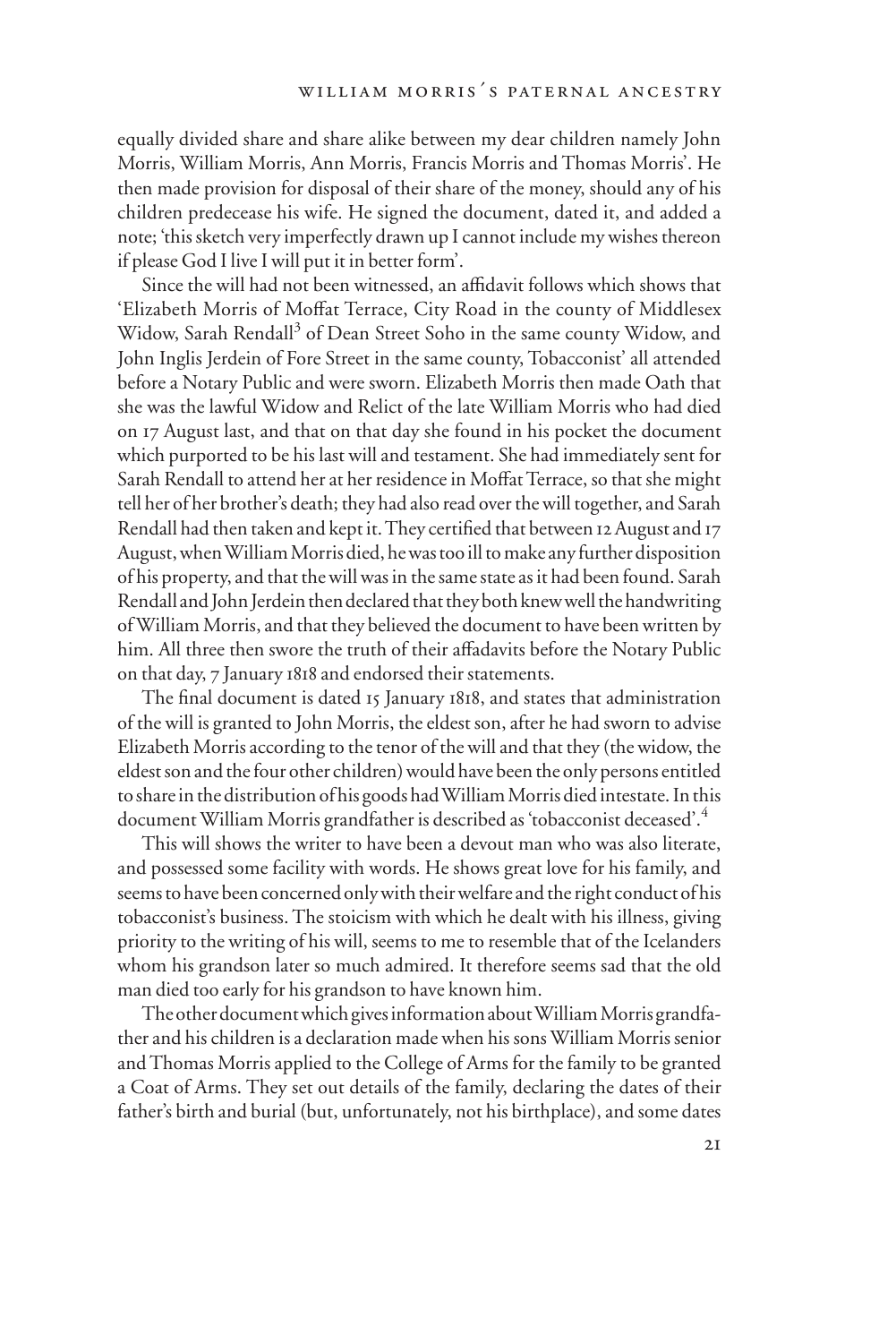equally divided share and share alike between my dear children namely John Morris, William Morris, Ann Morris, Francis Morris and Thomas Morris'. He then made provision for disposal of their share of the money, should any of his children predecease his wife. He signed the document, dated it, and added a note; 'this sketch very imperfectly drawn up I cannot include my wishes thereon if please God I live I will put it in better form'.

Since the will had not been witnessed, an affidavit follows which shows that 'Elizabeth Morris of Moffat Terrace, City Road in the county of Middlesex Widow, Sarah Rendall[3] of Dean Street Soho in the same county Widow, and John Inglis Jerdein of Fore Street in the same county, Tobacconist' all attended before a Notary Public and were sworn. Elizabeth Morris then made Oath that she was the lawful Widow and Relict of the late William Morris who had died on 17 August last, and that on that day she found in his pocket the document which purported to be his last will and testament. She had immediately sent for Sarah Rendall to attend her at her residence in Moffat Terrace, so that she might tell her of her brother's death; they had also read over the will together, and Sarah Rendall had then taken and kept it. They certified that between 12 August and 17 August, when William Morris died, he was too ill to make any further disposition of his property, and that the will was in the same state as it had been found. Sarah Rendall and John Jerdein then declared that they both knew well the handwriting of William Morris, and that they believed the document to have been written by him. All three then swore the truth of their affadavits before the Notary Public on that day, 7 January 1818 and endorsed their statements.

The final document is dated 15 January 1818, and states that administration of the will is granted to John Morris, the eldest son, after he had sworn to advise Elizabeth Morris according to the tenor of the will and that they (the widow, the eldest son and the four other children) would have been the only persons entitled to share in the distribution of his goods had William Morris died intestate. In this document William Morris grandfather is described as 'tobacconist deceased'.[4]

This will shows the writer to have been a devout man who was also literate, and possessed some facility with words. He shows great love for his family, and seems to have been concerned only with their welfare and the right conduct of his tobacconist's business. The stoicism with which he dealt with his illness, giving priority to the writing of his will, seems to me to resemble that of the Icelanders whom his grandson later so much admired. It therefore seems sad that the old man died too early for his grandson to have known him.

The other document which gives information about William Morris grandfather and his children is a declaration made when his sons William Morris senior and Thomas Morris applied to the College of Arms for the family to be granted a Coat of Arms. They set out details of the family, declaring the dates of their father's birth and burial (but, unfortunately, not his birthplace), and some dates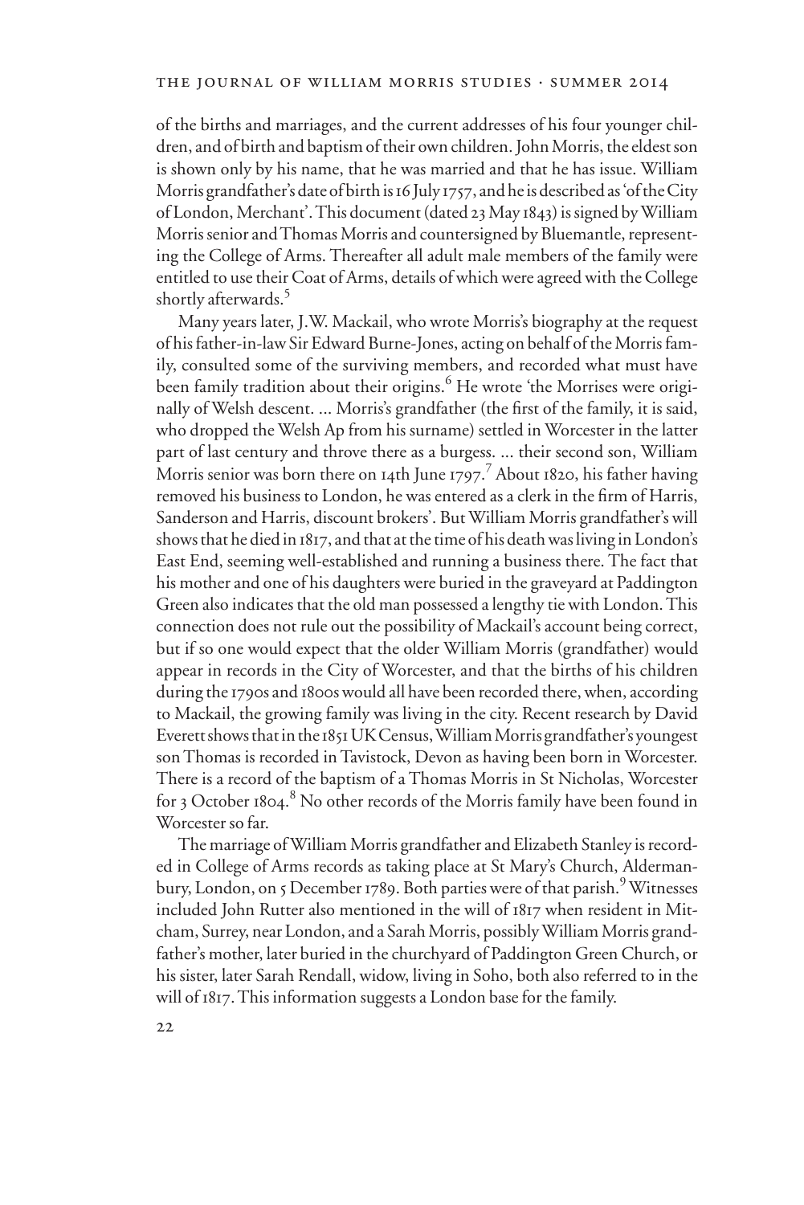of the births and marriages, and the current addresses of his four younger children, and of birth and baptism of their own children. John Morris, the eldest son is shown only by his name, that he was married and that he has issue. William Morris grandfather's date of birth is 16 July 1757, and he is described as 'of the City of London, Merchant'. This document (dated 23 May 1843) is signed by William Morris senior and Thomas Morris and countersigned by Bluemantle, representing the College of Arms. Thereafter all adult male members of the family were entitled to use their Coat of Arms, details of which were agreed with the College shortly afterwards.[5]

Many years later, J.W. Mackail, who wrote Morris's biography at the request of his father-in-law Sir Edward Burne-Jones, acting on behalf of the Morris family, consulted some of the surviving members, and recorded what must have been family tradition about their origins.[6] He wrote 'the Morrises were originally of Welsh descent. ... Morris's grandfather (the first of the family, it is said, who dropped the Welsh Ap from his surname) settled in Worcester in the latter part of last century and throve there as a burgess. ... their second son, William Morris senior was born there on 14th June 1797.[7] About 1820, his father having removed his business to London, he was entered as a clerk in the firm of Harris, Sanderson and Harris, discount brokers'. But William Morris grandfather's will shows that he died in 1817, and that at the time of his death was living in London's East End, seeming well-established and running a business there. The fact that his mother and one of his daughters were buried in the graveyard at Paddington Green also indicates that the old man possessed a lengthy tie with London. This connection does not rule out the possibility of Mackail's account being correct, but if so one would expect that the older William Morris (grandfather) would appear in records in the City of Worcester, and that the births of his children during the 1790s and 1800s would all have been recorded there, when, according to Mackail, the growing family was living in the city. Recent research by David Everett shows that in the 1851 UK Census, William Morris grandfather's youngest son Thomas is recorded in Tavistock, Devon as having been born in Worcester. There is a record of the baptism of a Thomas Morris in St Nicholas, Worcester for 3 October 1804.[8] No other records of the Morris family have been found in Worcester so far.

The marriage of William Morris grandfather and Elizabeth Stanley is recorded in College of Arms records as taking place at St Mary's Church, Aldermanbury, London, on 5 December 1789. Both parties were of that parish.[9] Witnesses included John Rutter also mentioned in the will of 1817 when resident in Mitcham, Surrey, near London, and a Sarah Morris, possibly William Morris grandfather's mother, later buried in the churchyard of Paddington Green Church, or his sister, later Sarah Rendall, widow, living in Soho, both also referred to in the will of 1817. This information suggests a London base for the family.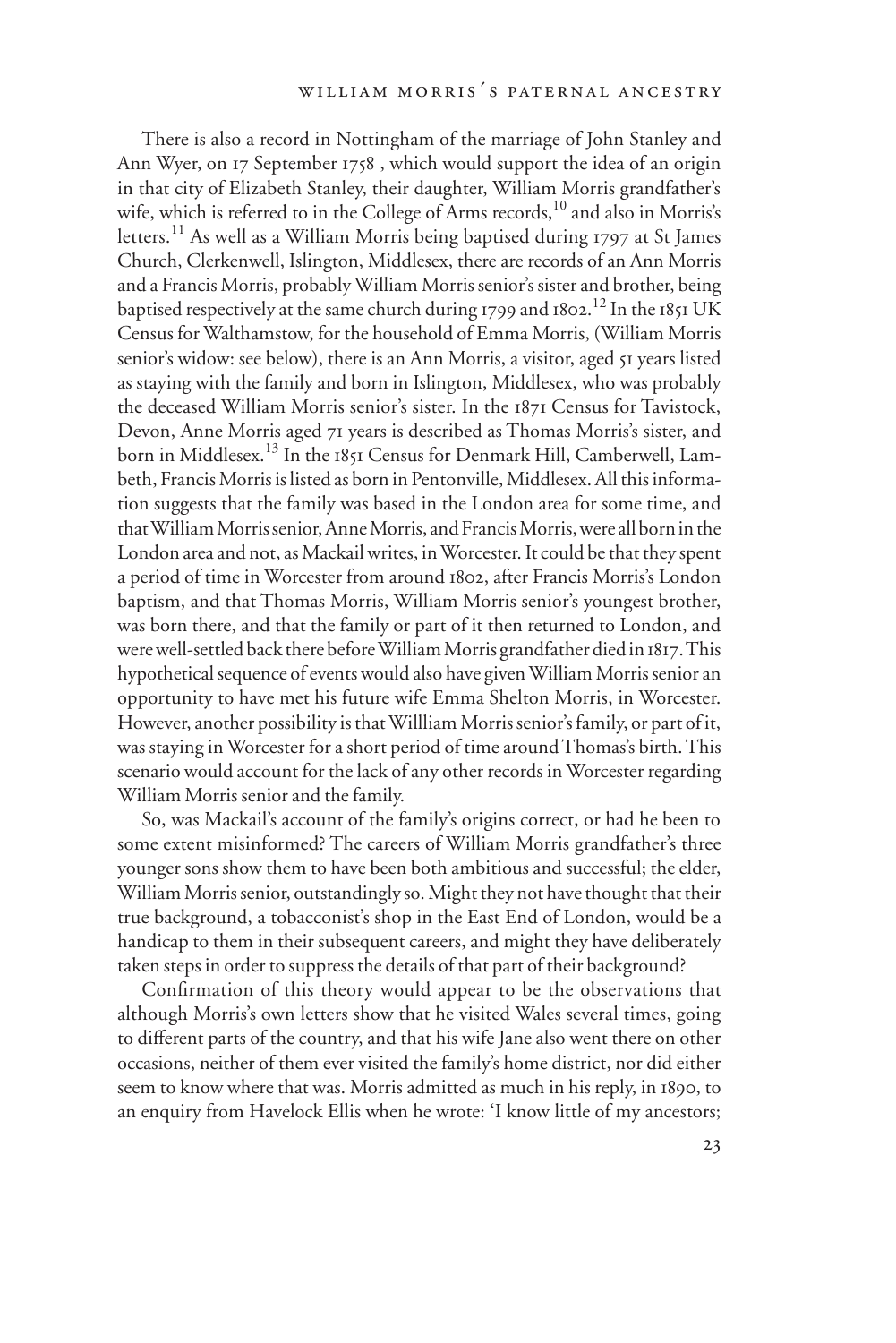There is also a record in Nottingham of the marriage of John Stanley and Ann Wyer, on 17 September 1758 , which would support the idea of an origin in that city of Elizabeth Stanley, their daughter, William Morris grandfather's wife, which is referred to in the College of Arms records,[10] and also in Morris's letters.[11] As well as a William Morris being baptised during 1797 at St James Church, Clerkenwell, Islington, Middlesex, there are records of an Ann Morris and a Francis Morris, probably William Morris senior's sister and brother, being baptised respectively at the same church during 1799 and 1802.[12] In the 1851 UK Census for Walthamstow, for the household of Emma Morris, (William Morris senior's widow: see below), there is an Ann Morris, a visitor, aged 51 years listed as staying with the family and born in Islington, Middlesex, who was probably the deceased William Morris senior's sister. In the 1871 Census for Tavistock, Devon, Anne Morris aged 71 years is described as Thomas Morris's sister, and born in Middlesex.[13] In the 1851 Census for Denmark Hill, Camberwell, Lambeth, Francis Morris is listed as born in Pentonville, Middlesex. All this information suggests that the family was based in the London area for some time, and that William Morris senior, Anne Morris, and Francis Morris, were all born in the London area and not, as Mackail writes, in Worcester. It could be that they spent a period of time in Worcester from around 1802, after Francis Morris's London baptism, and that Thomas Morris, William Morris senior's youngest brother, was born there, and that the family or part of it then returned to London, and were well-settled back there before William Morris grandfather died in 1817. This hypothetical sequence of events would also have given William Morris senior an opportunity to have met his future wife Emma Shelton Morris, in Worcester. However, another possibility is that Willliam Morris senior's family, or part of it, was staying in Worcester for a short period of time around Thomas's birth. This scenario would account for the lack of any other records in Worcester regarding William Morris senior and the family.

So, was Mackail's account of the family's origins correct, or had he been to some extent misinformed? The careers of William Morris grandfather's three younger sons show them to have been both ambitious and successful; the elder, William Morris senior, outstandingly so. Might they not have thought that their true background, a tobacconist's shop in the East End of London, would be a handicap to them in their subsequent careers, and might they have deliberately taken steps in order to suppress the details of that part of their background?

Confirmation of this theory would appear to be the observations that although Morris's own letters show that he visited Wales several times, going to different parts of the country, and that his wife Jane also went there on other occasions, neither of them ever visited the family's home district, nor did either seem to know where that was. Morris admitted as much in his reply, in 1890, to an enquiry from Havelock Ellis when he wrote: 'I know little of my ancestors;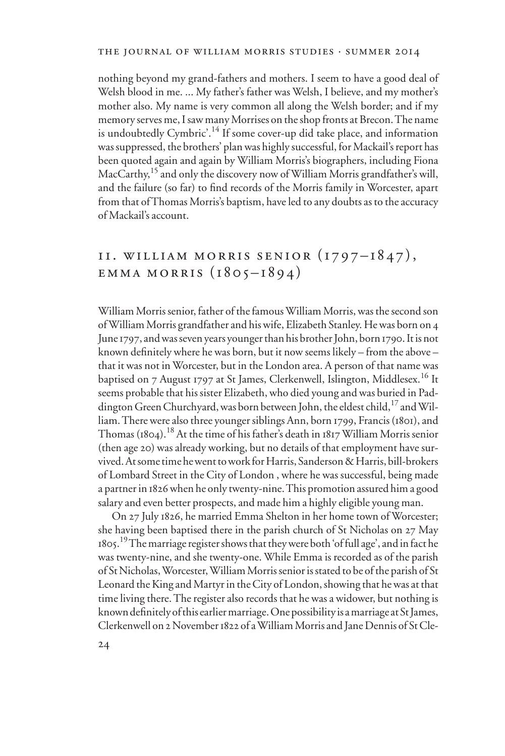nothing beyond my grand-fathers and mothers. I seem to have a good deal of Welsh blood in me. ... My father's father was Welsh, I believe, and my mother's mother also. My name is very common all along the Welsh border; and if my memory serves me, I saw many Morrises on the shop fronts at Brecon. The name is undoubtedly Cymbric'.[14] If some cover-up did take place, and information was suppressed, the brothers' plan was highly successful, for Mackail's report has been quoted again and again by William Morris's biographers, including Fiona MacCarthy,[15] and only the discovery now of William Morris grandfather's will, and the failure (so far) to find records of the Morris family in Worcester, apart from that of Thomas Morris's baptism, have led to any doubts as to the accuracy of Mackail's account.

## II. WILLIAM MORRIS SENIOR (1797–1847), EMMA MORRIS (1805–1894)

William Morris senior, father of the famous William Morris, was the second son of William Morris grandfather and his wife, Elizabeth Stanley. He was born on 4 June 1797, and was seven years younger than his brother John, born 1790. It is not known definitely where he was born, but it now seems likely – from the above – that it was not in Worcester, but in the London area. A person of that name was baptised on 7 August 1797 at St James, Clerkenwell, Islington, Middlesex.[16] It seems probable that his sister Elizabeth, who died young and was buried in Paddington Green Churchyard, was born between John, the eldest child,[17] and William. There were also three younger siblings Ann, born 1799, Francis (1801), and Thomas (1804).[18] At the time of his father's death in 1817 William Morris senior (then age 20) was already working, but no details of that employment have survived. At some time he went to work for Harris, Sanderson & Harris, bill-brokers of Lombard Street in the City of London , where he was successful, being made a partner in 1826 when he only twenty-nine. This promotion assured him a good salary and even better prospects, and made him a highly eligible young man.

On 27 July 1826, he married Emma Shelton in her home town of Worcester; she having been baptised there in the parish church of St Nicholas on 27 May 1805.[19] The marriage register shows that they were both 'of full age', and in fact he was twenty-nine, and she twenty-one. While Emma is recorded as of the parish of St Nicholas, Worcester, William Morris senior is stated to be of the parish of St Leonard the King and Martyr in the City of London, showing that he was at that time living there. The register also records that he was a widower, but nothing is known definitely of this earlier marriage. One possibility is a marriage at St James, Clerkenwell on 2 November 1822 of a William Morris and Jane Dennis of St Cle-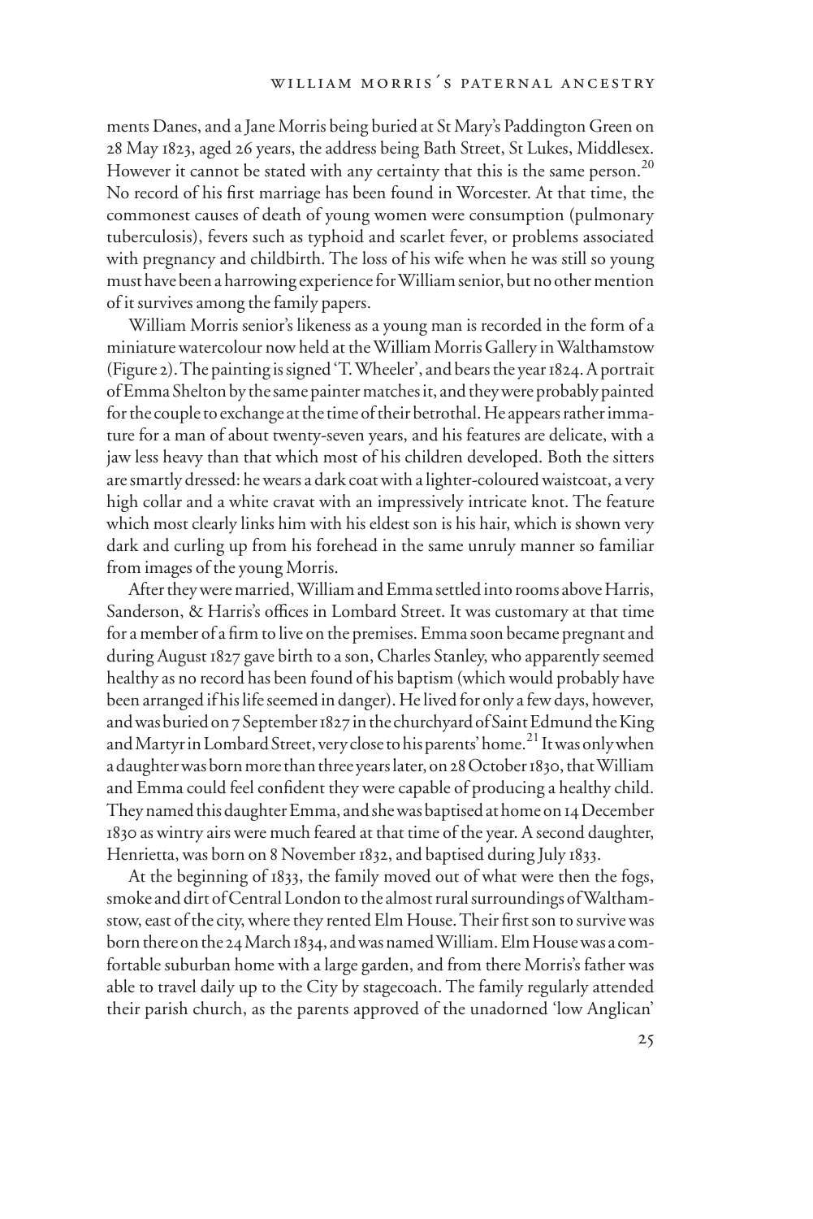ments Danes, and a Jane Morris being buried at St Mary's Paddington Green on 28 May 1823, aged 26 years, the address being Bath Street, St Lukes, Middlesex. However it cannot be stated with any certainty that this is the same person.[20] No record of his first marriage has been found in Worcester. At that time, the commonest causes of death of young women were consumption (pulmonary tuberculosis), fevers such as typhoid and scarlet fever, or problems associated with pregnancy and childbirth. The loss of his wife when he was still so young must have been a harrowing experience for William senior, but no other mention of it survives among the family papers.

William Morris senior's likeness as a young man is recorded in the form of a miniature watercolour now held at the William Morris Gallery in Walthamstow (Figure 2). The painting is signed 'T. Wheeler', and bears the year 1824. A portrait of Emma Shelton by the same painter matches it, and they were probably painted for the couple to exchange at the time of their betrothal. He appears rather immature for a man of about twenty-seven years, and his features are delicate, with a jaw less heavy than that which most of his children developed. Both the sitters are smartly dressed: he wears a dark coat with a lighter-coloured waistcoat, a very high collar and a white cravat with an impressively intricate knot. The feature which most clearly links him with his eldest son is his hair, which is shown very dark and curling up from his forehead in the same unruly manner so familiar from images of the young Morris.

After they were married, William and Emma settled into rooms above Harris, Sanderson, & Harris's offices in Lombard Street. It was customary at that time for a member of a firm to live on the premises. Emma soon became pregnant and during August 1827 gave birth to a son, Charles Stanley, who apparently seemed healthy as no record has been found of his baptism (which would probably have been arranged if his life seemed in danger). He lived for only a few days, however, and was buried on 7 September 1827 in the churchyard of Saint Edmund the King and Martyr in Lombard Street, very close to his parents' home.[21] It was only when a daughter was born more than three years later, on 28 October 1830, that William and Emma could feel confident they were capable of producing a healthy child. They named this daughter Emma, and she was baptised at home on 14 December 1830 as wintry airs were much feared at that time of the year. A second daughter, Henrietta, was born on 8 November 1832, and baptised during July 1833.

At the beginning of 1833, the family moved out of what were then the fogs, smoke and dirt of Central London to the almost rural surroundings of Walthamstow, east of the city, where they rented Elm House. Their first son to survive was born there on the 24 March 1834, and was named William. Elm House was a comfortable suburban home with a large garden, and from there Morris's father was able to travel daily up to the City by stagecoach. The family regularly attended their parish church, as the parents approved of the unadorned 'low Anglican'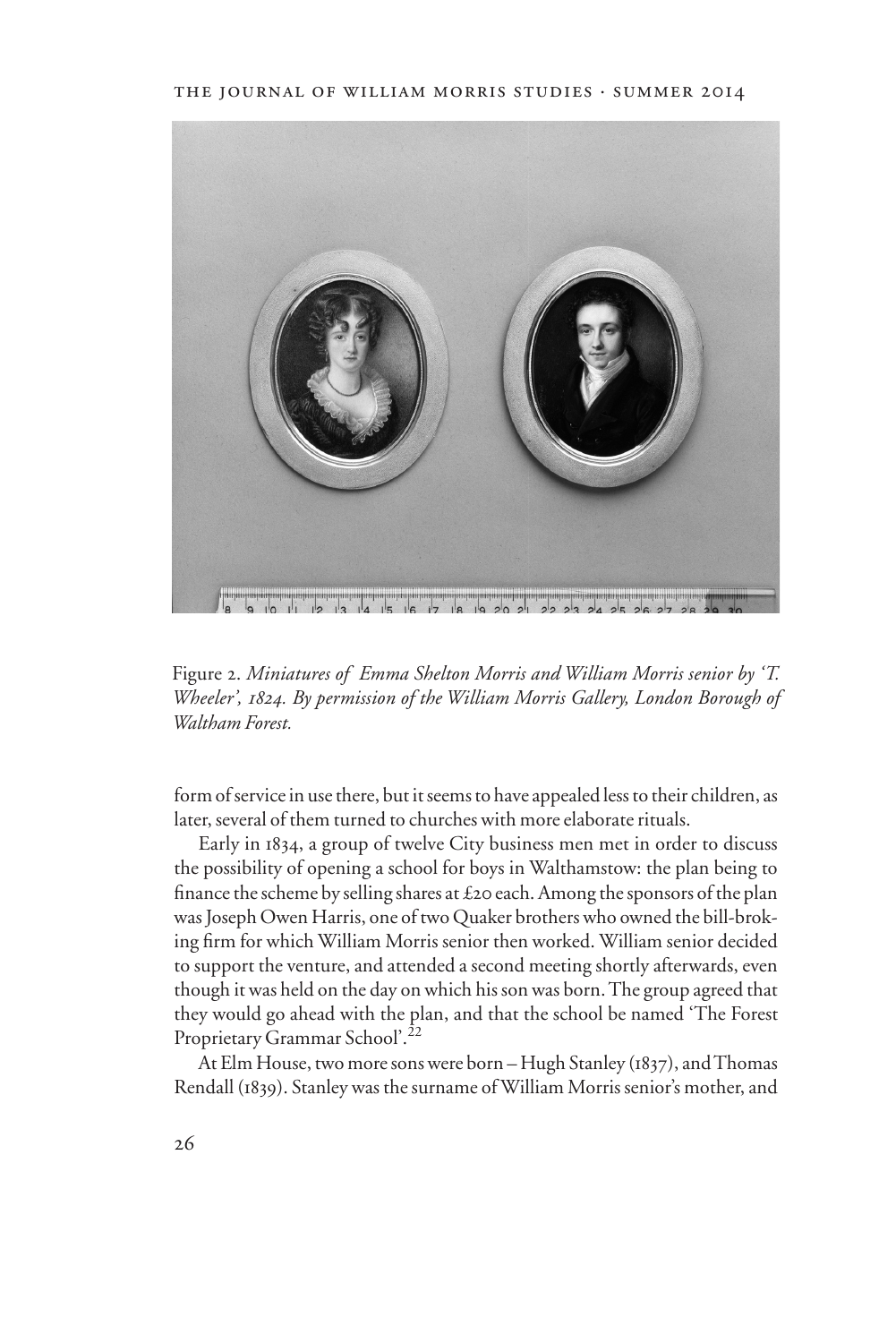Figure 2. *Miniatures of Emma Shelton Morris and William Morris senior by 'T. Wheeler', 1824. By permission of the William Morris Gallery, London Borough of Waltham Forest.*

form of service in use there, but it seems to have appealed less to their children, as later, several of them turned to churches with more elaborate rituals.

Early in 1834, a group of twelve City business men met in order to discuss the possibility of opening a school for boys in Walthamstow: the plan being to finance the scheme by selling shares at £20 each. Among the sponsors of the plan was Joseph Owen Harris, one of two Quaker brothers who owned the bill-broking firm for which William Morris senior then worked. William senior decided to support the venture, and attended a second meeting shortly afterwards, even though it was held on the day on which his son was born. The group agreed that they would go ahead with the plan, and that the school be named 'The Forest Proprietary Grammar School'.[22]

At Elm House, two more sons were born – Hugh Stanley (1837), and Thomas Rendall (1839). Stanley was the surname of William Morris senior's mother, and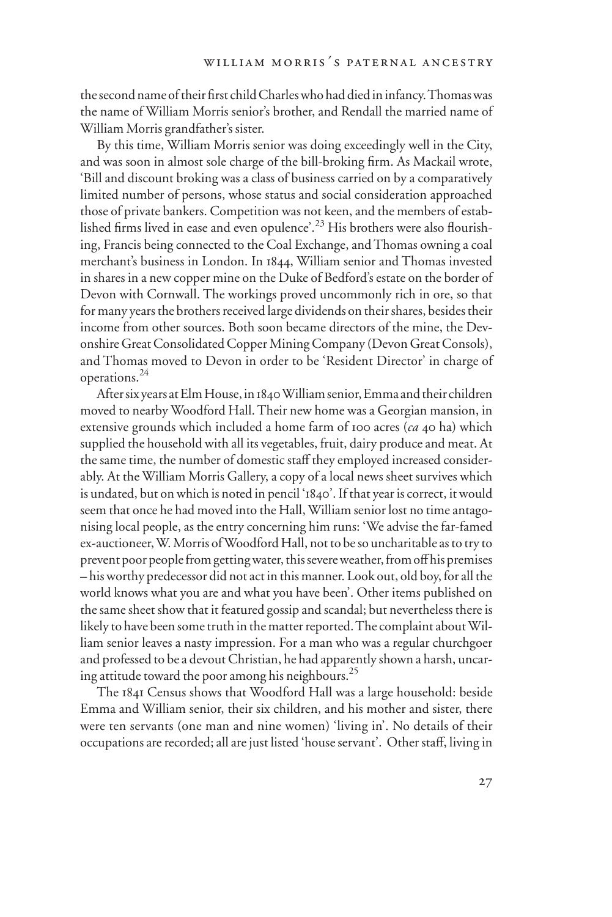the second name of their first child Charles who had died in infancy. Thomas was the name of William Morris senior's brother, and Rendall the married name of William Morris grandfather's sister.

By this time, William Morris senior was doing exceedingly well in the City, and was soon in almost sole charge of the bill-broking firm. As Mackail wrote, 'Bill and discount broking was a class of business carried on by a comparatively limited number of persons, whose status and social consideration approached those of private bankers. Competition was not keen, and the members of established firms lived in ease and even opulence'.[23] His brothers were also flourishing, Francis being connected to the Coal Exchange, and Thomas owning a coal merchant's business in London. In 1844, William senior and Thomas invested in shares in a new copper mine on the Duke of Bedford's estate on the border of Devon with Cornwall. The workings proved uncommonly rich in ore, so that for many years the brothers received large dividends on their shares, besides their income from other sources. Both soon became directors of the mine, the Devonshire Great Consolidated Copper Mining Company (Devon Great Consols), and Thomas moved to Devon in order to be 'Resident Director' in charge of operations.[24]

After six years at Elm House, in 1840 William senior, Emma and their children moved to nearby Woodford Hall. Their new home was a Georgian mansion, in extensive grounds which included a home farm of 100 acres (*ca* 40 ha) which supplied the household with all its vegetables, fruit, dairy produce and meat. At the same time, the number of domestic staff they employed increased considerably. At the William Morris Gallery, a copy of a local news sheet survives which is undated, but on which is noted in pencil '1840'. If that year is correct, it would seem that once he had moved into the Hall, William senior lost no time antagonising local people, as the entry concerning him runs: 'We advise the far-famed ex-auctioneer, W. Morris of Woodford Hall, not to be so uncharitable as to try to prevent poor people from getting water, this severe weather, from off his premises – his worthy predecessor did not act in this manner. Look out, old boy, for all the world knows what you are and what you have been'. Other items published on the same sheet show that it featured gossip and scandal; but nevertheless there is likely to have been some truth in the matter reported. The complaint about William senior leaves a nasty impression. For a man who was a regular churchgoer and professed to be a devout Christian, he had apparently shown a harsh, uncaring attitude toward the poor among his neighbours.[25]

The 1841 Census shows that Woodford Hall was a large household: beside Emma and William senior, their six children, and his mother and sister, there were ten servants (one man and nine women) 'living in'. No details of their occupations are recorded; all are just listed 'house servant'. Other staff, living in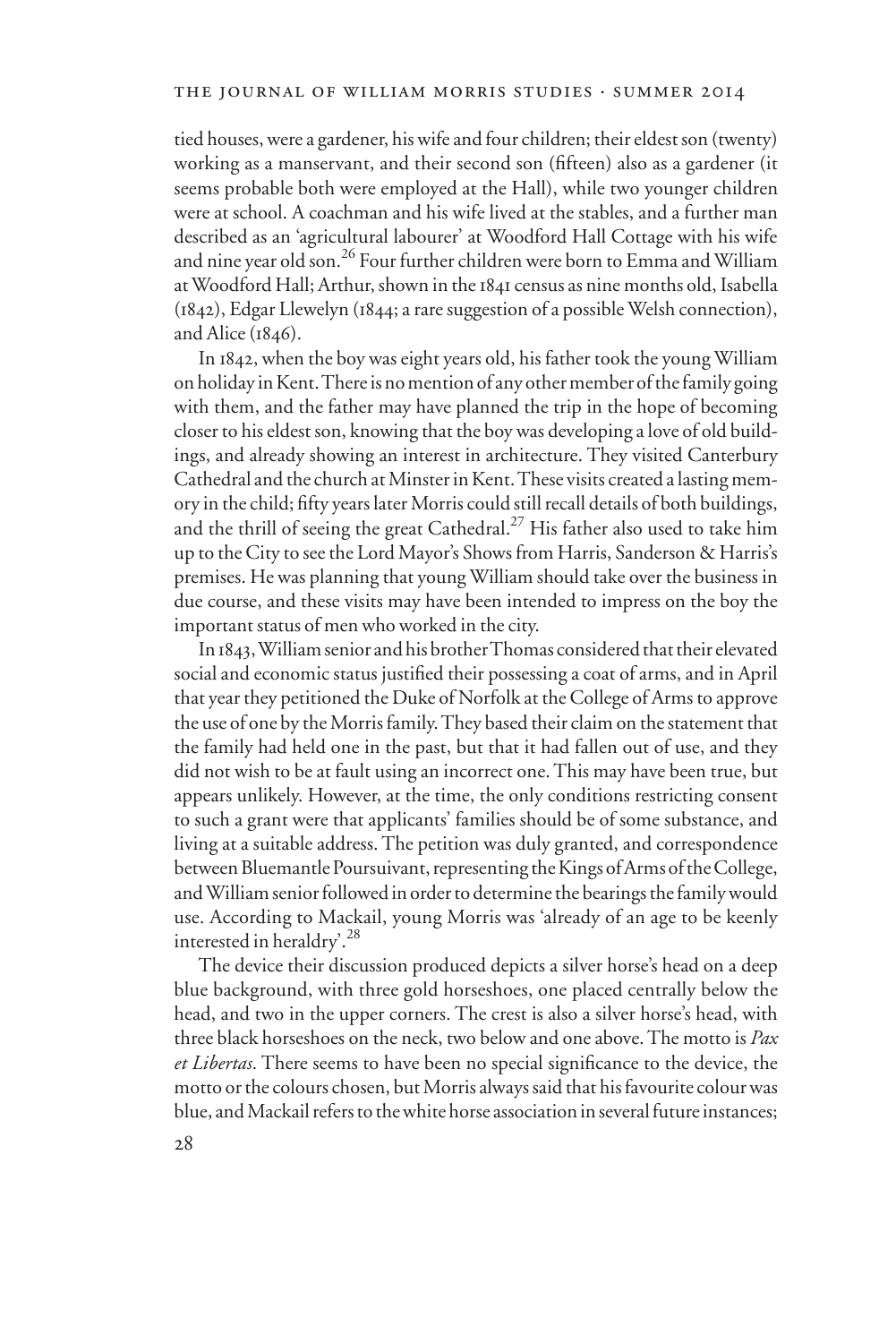tied houses, were a gardener, his wife and four children; their eldest son (twenty) working as a manservant, and their second son (fifteen) also as a gardener (it seems probable both were employed at the Hall), while two younger children were at school. A coachman and his wife lived at the stables, and a further man described as an 'agricultural labourer' at Woodford Hall Cottage with his wife and nine year old son.[26] Four further children were born to Emma and William at Woodford Hall; Arthur, shown in the 1841 census as nine months old, Isabella (1842), Edgar Llewelyn (1844; a rare suggestion of a possible Welsh connection), and Alice (1846).

In 1842, when the boy was eight years old, his father took the young William on holiday in Kent. There is no mention of any other member of the family going with them, and the father may have planned the trip in the hope of becoming closer to his eldest son, knowing that the boy was developing a love of old buildings, and already showing an interest in architecture. They visited Canterbury Cathedral and the church at Minster in Kent. These visits created a lasting memory in the child; fifty years later Morris could still recall details of both buildings, and the thrill of seeing the great Cathedral.[27] His father also used to take him up to the City to see the Lord Mayor's Shows from Harris, Sanderson & Harris's premises. He was planning that young William should take over the business in due course, and these visits may have been intended to impress on the boy the important status of men who worked in the city.

In 1843, William senior and his brother Thomas considered that their elevated social and economic status justified their possessing a coat of arms, and in April that year they petitioned the Duke of Norfolk at the College of Arms to approve the use of one by the Morris family. They based their claim on the statement that the family had held one in the past, but that it had fallen out of use, and they did not wish to be at fault using an incorrect one. This may have been true, but appears unlikely. However, at the time, the only conditions restricting consent to such a grant were that applicants' families should be of some substance, and living at a suitable address. The petition was duly granted, and correspondence between Bluemantle Poursuivant, representing the Kings of Arms of the College, and William senior followed in order to determine the bearings the family would use. According to Mackail, young Morris was 'already of an age to be keenly interested in heraldry'.[28]

The device their discussion produced depicts a silver horse's head on a deep blue background, with three gold horseshoes, one placed centrally below the head, and two in the upper corners. The crest is also a silver horse's head, with three black horseshoes on the neck, two below and one above. The motto is *Pax et Libertas*. There seems to have been no special significance to the device, the motto or the colours chosen, but Morris always said that his favourite colour was blue, and Mackail refers to the white horse association in several future instances;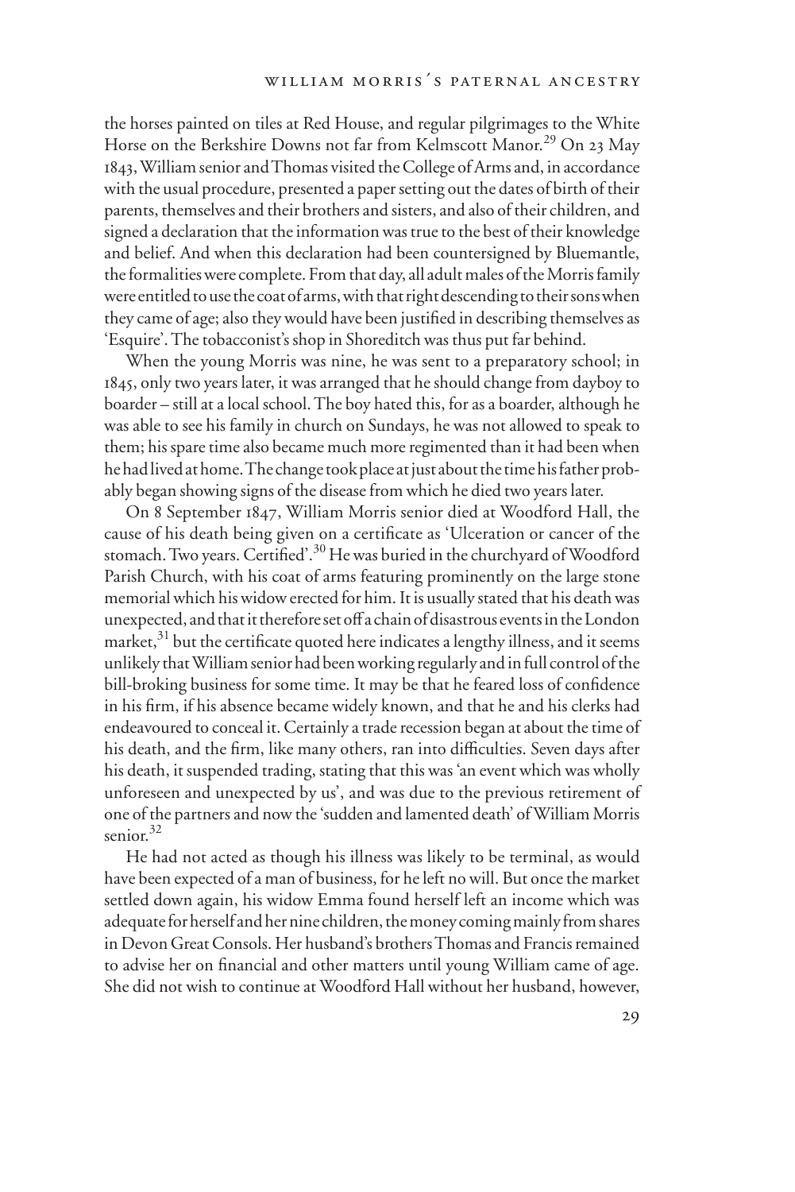the horses painted on tiles at Red House, and regular pilgrimages to the White Horse on the Berkshire Downs not far from Kelmscott Manor.[29] On 23 May 1843, William senior and Thomas visited the College of Arms and, in accordance with the usual procedure, presented a paper setting out the dates of birth of their parents, themselves and their brothers and sisters, and also of their children, and signed a declaration that the information was true to the best of their knowledge and belief. And when this declaration had been countersigned by Bluemantle, the formalities were complete. From that day, all adult males of the Morris family were entitled to use the coat of arms, with that right descending to their sons when they came of age; also they would have been justified in describing themselves as 'Esquire'. The tobacconist's shop in Shoreditch was thus put far behind.

When the young Morris was nine, he was sent to a preparatory school; in 1845, only two years later, it was arranged that he should change from dayboy to boarder – still at a local school. The boy hated this, for as a boarder, although he was able to see his family in church on Sundays, he was not allowed to speak to them; his spare time also became much more regimented than it had been when he had lived at home. The change took place at just about the time his father probably began showing signs of the disease from which he died two years later.

On 8 September 1847, William Morris senior died at Woodford Hall, the cause of his death being given on a certificate as 'Ulceration or cancer of the stomach. Two years. Certified'.[30] He was buried in the churchyard of Woodford Parish Church, with his coat of arms featuring prominently on the large stone memorial which his widow erected for him. It is usually stated that his death was unexpected, and that it therefore set off a chain of disastrous events in the London market,[31] but the certificate quoted here indicates a lengthy illness, and it seems unlikely that William senior had been working regularly and in full control of the bill-broking business for some time. It may be that he feared loss of confidence in his firm, if his absence became widely known, and that he and his clerks had endeavoured to conceal it. Certainly a trade recession began at about the time of his death, and the firm, like many others, ran into difficulties. Seven days after his death, it suspended trading, stating that this was 'an event which was wholly unforeseen and unexpected by us', and was due to the previous retirement of one of the partners and now the 'sudden and lamented death' of William Morris senior.[32]

He had not acted as though his illness was likely to be terminal, as would have been expected of a man of business, for he left no will. But once the market settled down again, his widow Emma found herself left an income which was adequate for herself and her nine children, the money coming mainly from shares in Devon Great Consols. Her husband's brothers Thomas and Francis remained to advise her on financial and other matters until young William came of age. She did not wish to continue at Woodford Hall without her husband, however,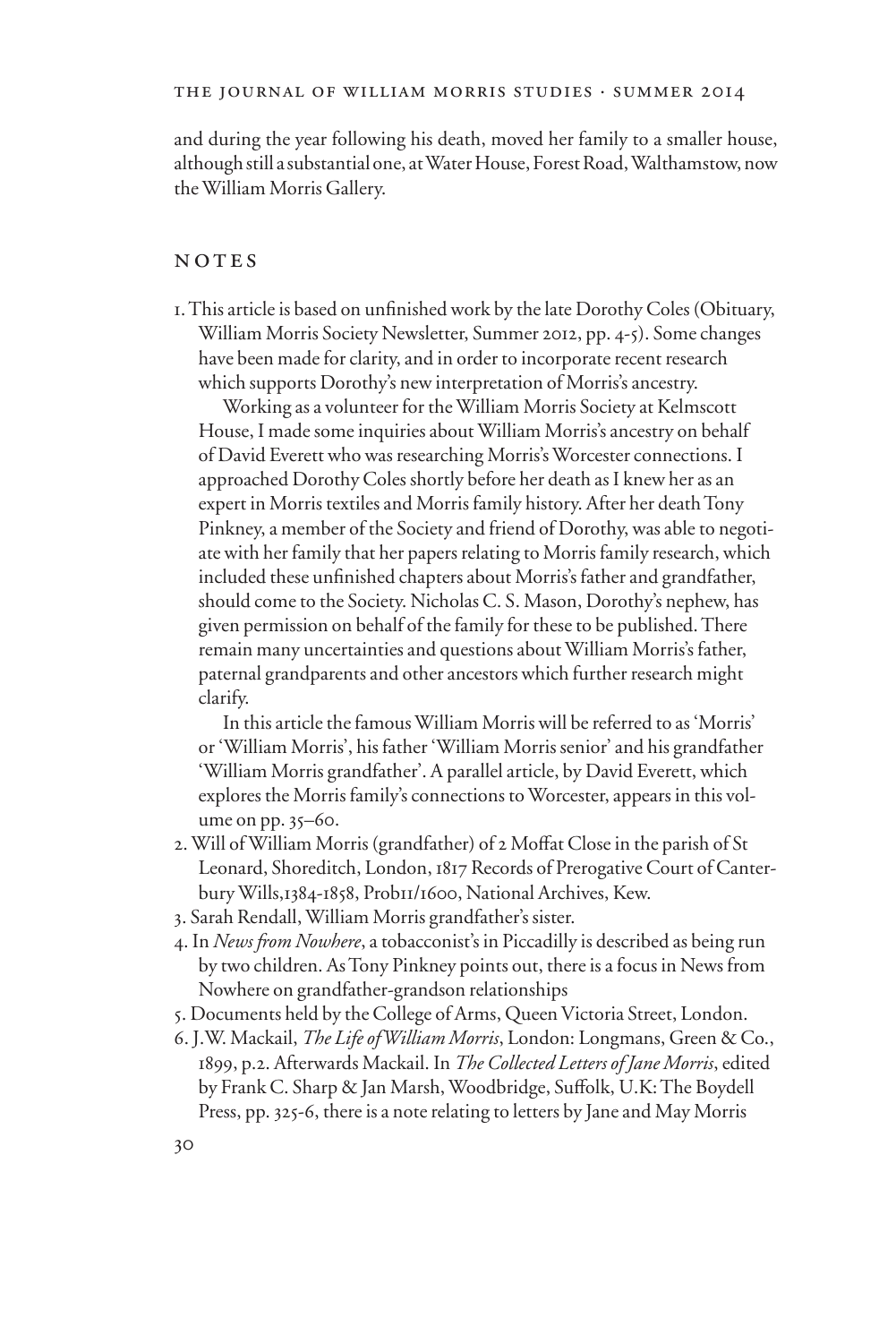and during the year following his death, moved her family to a smaller house, although still a substantial one, at Water House, Forest Road, Walthamstow, now the William Morris Gallery.

## NOTES

1. This article is based on unfinished work by the late Dorothy Coles (Obituary, William Morris Society Newsletter, Summer 2012, pp. 4-5). Some changes have been made for clarity, and in order to incorporate recent research which supports Dorothy's new interpretation of Morris's ancestry.

   Working as a volunteer for the William Morris Society at Kelmscott House, I made some inquiries about William Morris's ancestry on behalf of David Everett who was researching Morris's Worcester connections. I approached Dorothy Coles shortly before her death as I knew her as an expert in Morris textiles and Morris family history. After her death Tony Pinkney, a member of the Society and friend of Dorothy, was able to negotiate with her family that her papers relating to Morris family research, which included these unfinished chapters about Morris's father and grandfather, should come to the Society. Nicholas C. S. Mason, Dorothy's nephew, has given permission on behalf of the family for these to be published. There remain many uncertainties and questions about William Morris's father, paternal grandparents and other ancestors which further research might clarify.

   In this article the famous William Morris will be referred to as 'Morris' or 'William Morris', his father 'William Morris senior' and his grandfather 'William Morris grandfather'. A parallel article, by David Everett, which explores the Morris family's connections to Worcester, appears in this volume on pp. 35–60.
2. Will of William Morris (grandfather) of 2 Moffat Close in the parish of St Leonard, Shoreditch, London, 1817 Records of Prerogative Court of Canterbury Wills,1384-1858, Prob11/1600, National Archives, Kew.
3. Sarah Rendall, William Morris grandfather's sister.
4. In *News from Nowhere*, a tobacconist's in Piccadilly is described as being run by two children. As Tony Pinkney points out, there is a focus in News from Nowhere on grandfather-grandson relationships
5. Documents held by the College of Arms, Queen Victoria Street, London.
6. J.W. Mackail, *The Life of William Morris*, London: Longmans, Green & Co., 1899, p.2. Afterwards Mackail. In *The Collected Letters of Jane Morris*, edited by Frank C. Sharp & Jan Marsh, Woodbridge, Suffolk, U.K: The Boydell Press, pp. 325-6, there is a note relating to letters by Jane and May Morris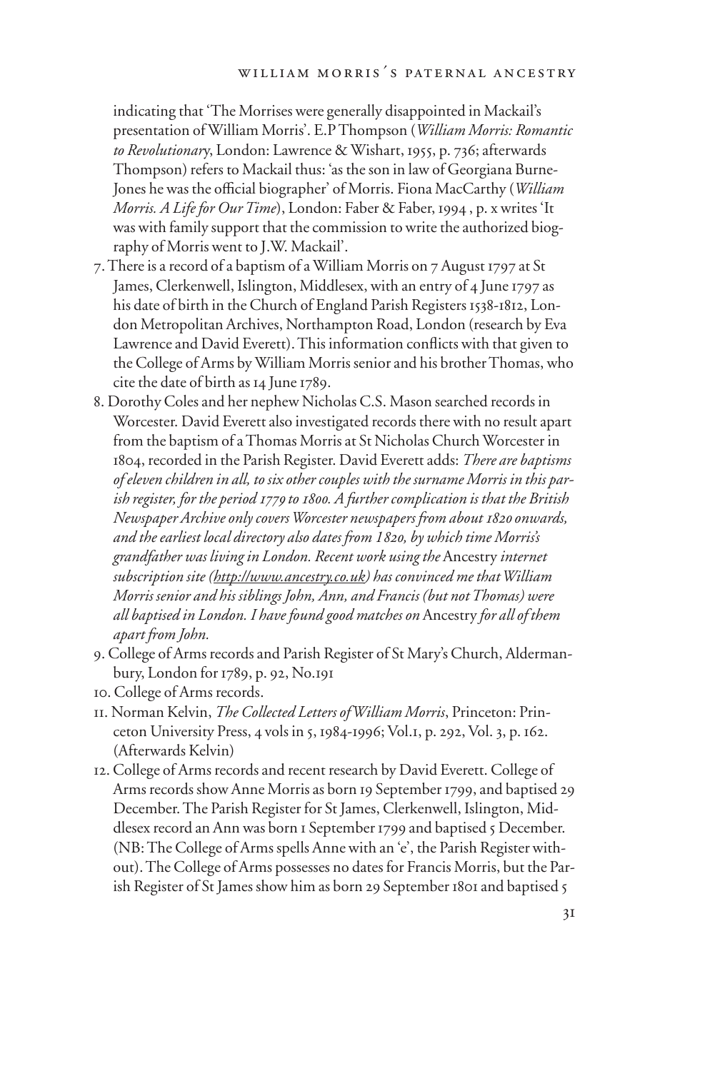indicating that 'The Morrises were generally disappointed in Mackail's presentation of William Morris'. E.P Thompson (*William Morris: Romantic to Revolutionary*, London: Lawrence & Wishart, 1955, p. 736; afterwards Thompson) refers to Mackail thus: 'as the son in law of Georgiana Burne-Jones he was the official biographer' of Morris. Fiona MacCarthy (*William Morris. A Life for Our Time*), London: Faber & Faber, 1994 , p. x writes 'It was with family support that the commission to write the authorized biography of Morris went to J.W. Mackail'.

7. There is a record of a baptism of a William Morris on 7 August 1797 at St James, Clerkenwell, Islington, Middlesex, with an entry of 4 June 1797 as his date of birth in the Church of England Parish Registers 1538-1812, London Metropolitan Archives, Northampton Road, London (research by Eva Lawrence and David Everett). This information conflicts with that given to the College of Arms by William Morris senior and his brother Thomas, who cite the date of birth as 14 June 1789.
8. Dorothy Coles and her nephew Nicholas C.S. Mason searched records in Worcester. David Everett also investigated records there with no result apart from the baptism of a Thomas Morris at St Nicholas Church Worcester in 1804, recorded in the Parish Register. David Everett adds: *There are baptisms of eleven children in all, to six other couples with the surname Morris in this parish register, for the period 1779 to 1800. A further complication is that the British Newspaper Archive only covers Worcester newspapers from about 1820 onwards, and the earliest local directory also dates from 1820, by which time Morris's grandfather was living in London. Recent work using the* Ancestry *internet subscription site (http://www.ancestry.co.uk) has convinced me that William Morris senior and his siblings John, Ann, and Francis (but not Thomas) were all baptised in London. I have found good matches on* Ancestry *for all of them apart from John.*
9. College of Arms records and Parish Register of St Mary's Church, Aldermanbury, London for 1789, p. 92, No.191
10. College of Arms records.
11. Norman Kelvin, *The Collected Letters of William Morris*, Princeton: Princeton University Press, 4 vols in 5, 1984-1996; Vol.1, p. 292, Vol. 3, p. 162. (Afterwards Kelvin)
12. College of Arms records and recent research by David Everett. College of Arms records show Anne Morris as born 19 September 1799, and baptised 29 December. The Parish Register for St James, Clerkenwell, Islington, Middlesex record an Ann was born 1 September 1799 and baptised 5 December. (NB: The College of Arms spells Anne with an 'e', the Parish Register without). The College of Arms possesses no dates for Francis Morris, but the Parish Register of St James show him as born 29 September 1801 and baptised 5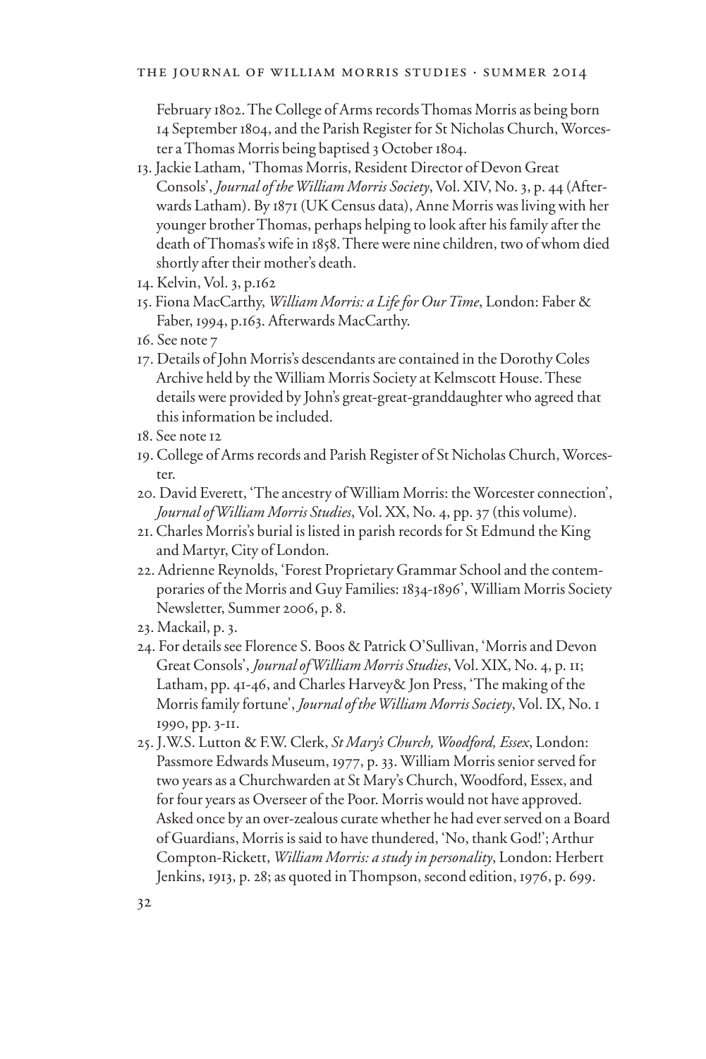February 1802. The College of Arms records Thomas Morris as being born 14 September 1804, and the Parish Register for St Nicholas Church, Worcester a Thomas Morris being baptised 3 October 1804.

13. Jackie Latham, 'Thomas Morris, Resident Director of Devon Great Consols', *Journal of the William Morris Society*, Vol. XIV, No. 3, p. 44 (Afterwards Latham). By 1871 (UK Census data), Anne Morris was living with her younger brother Thomas, perhaps helping to look after his family after the death of Thomas's wife in 1858. There were nine children, two of whom died shortly after their mother's death.
14. Kelvin, Vol. 3, p.162
15. Fiona MacCarthy, *William Morris: a Life for Our Time*, London: Faber & Faber, 1994, p.163. Afterwards MacCarthy.
16. See note 7
17. Details of John Morris's descendants are contained in the Dorothy Coles Archive held by the William Morris Society at Kelmscott House. These details were provided by John's great-great-granddaughter who agreed that this information be included.
18. See note 12
19. College of Arms records and Parish Register of St Nicholas Church, Worcester.
20. David Everett, 'The ancestry of William Morris: the Worcester connection', *Journal of William Morris Studies*, Vol. XX, No. 4, pp. 37 (this volume).
21. Charles Morris's burial is listed in parish records for St Edmund the King and Martyr, City of London.
22. Adrienne Reynolds, 'Forest Proprietary Grammar School and the contemporaries of the Morris and Guy Families: 1834-1896', William Morris Society Newsletter, Summer 2006, p. 8.
23. Mackail, p. 3.
24. For details see Florence S. Boos & Patrick O'Sullivan, 'Morris and Devon Great Consols', *Journal of William Morris Studies*, Vol. XIX, No. 4, p. 11; Latham, pp. 41-46, and Charles Harvey& Jon Press, 'The making of the Morris family fortune', *Journal of the William Morris Society*, Vol. IX, No. 1 1990, pp. 3-11.
25. J.W.S. Lutton & F.W. Clerk, *St Mary's Church, Woodford, Essex*, London: Passmore Edwards Museum, 1977, p. 33. William Morris senior served for two years as a Churchwarden at St Mary's Church, Woodford, Essex, and for four years as Overseer of the Poor. Morris would not have approved. Asked once by an over-zealous curate whether he had ever served on a Board of Guardians, Morris is said to have thundered, 'No, thank God!'; Arthur Compton-Rickett, *William Morris: a study in personality*, London: Herbert Jenkins, 1913, p. 28; as quoted in Thompson, second edition, 1976, p. 699.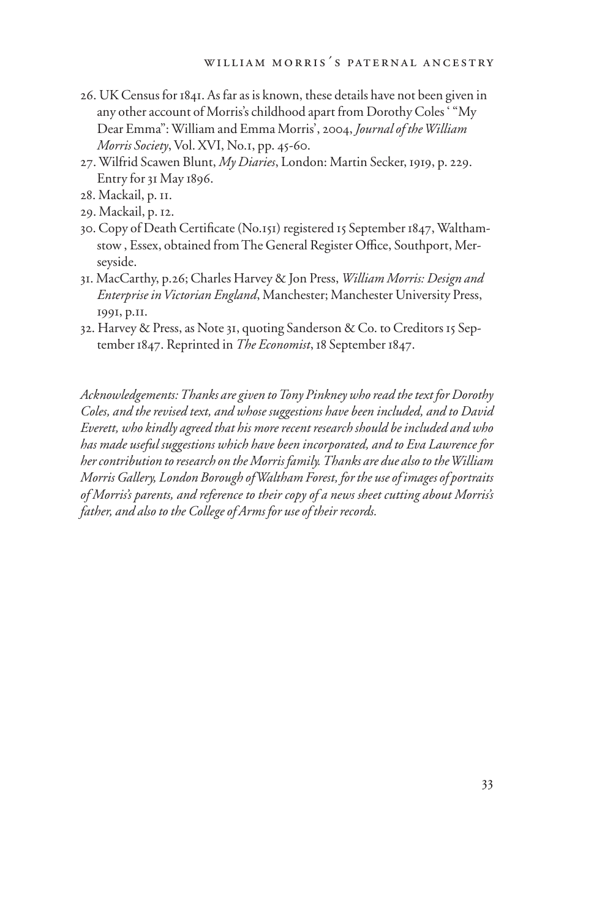26. UK Census for 1841. As far as is known, these details have not been given in any other account of Morris's childhood apart from Dorothy Coles ' "My Dear Emma": William and Emma Morris', 2004, *Journal of the William Morris Society*, Vol. XVI, No.1, pp. 45-60.
27. Wilfrid Scawen Blunt, *My Diaries*, London: Martin Secker, 1919, p. 229. Entry for 31 May 1896.
28. Mackail, p. 11.
29. Mackail, p. 12.
30. Copy of Death Certificate (No.151) registered 15 September 1847, Walthamstow , Essex, obtained from The General Register Office, Southport, Merseyside.
31. MacCarthy, p.26; Charles Harvey & Jon Press, *William Morris: Design and Enterprise in Victorian England*, Manchester; Manchester University Press, 1991, p.11.
32. Harvey & Press, as Note 31, quoting Sanderson & Co. to Creditors 15 September 1847. Reprinted in *The Economist*, 18 September 1847.

*Acknowledgements: Thanks are given to Tony Pinkney who read the text for Dorothy Coles, and the revised text, and whose suggestions have been included, and to David Everett, who kindly agreed that his more recent research should be included and who has made useful suggestions which have been incorporated, and to Eva Lawrence for her contribution to research on the Morris family. Thanks are due also to the William Morris Gallery, London Borough of Waltham Forest, for the use of images of portraits of Morris's parents, and reference to their copy of a news sheet cutting about Morris's father, and also to the College of Arms for use of their records.*